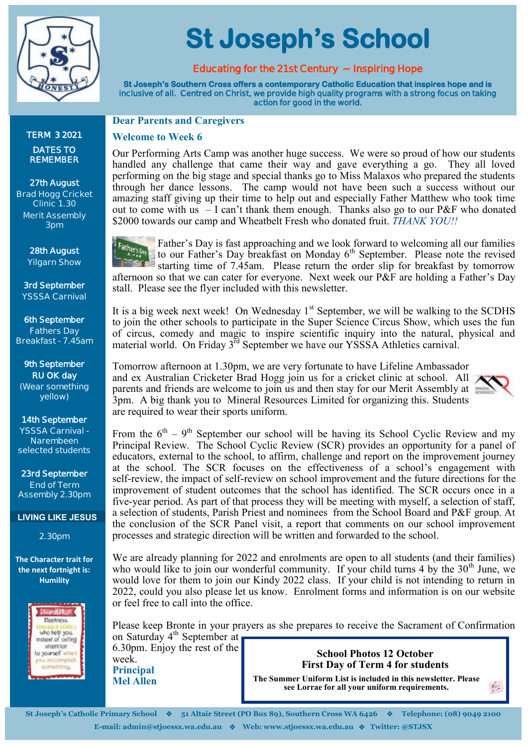# St Joseph's School

**Educating for the 21st Century ~ Inspiring Hope**

**St Joseph's Southern Cross offers a contemporary Catholic Education that inspires hope and is inclusive of all. Centred on Christ, we provide high quality programs with a strong focus on taking action for good in the world.**

## Dear Parents and Caregivers

### Welcome to Week 6

Our Performing Arts Camp was another huge success. We were so proud of how our students handled any challenge that came their way and gave everything a go. They all loved performing on the big stage and special thanks go to Miss Malaxos who prepared the students through her dance lessons. The camp would not have been such a success without our amazing staff giving up their time to help out and especially Father Matthew who took time out to come with us – I can't thank them enough. Thanks also go to our P&F who donated $2000 towards our camp and Wheatbelt Fresh who donated fruit. *THANK YOU!!*

Father's Day is fast approaching and we look forward to welcoming all our families to our Father's Day breakfast on Monday 6th September. Please note the revised starting time of 7.45am. Please return the order slip for breakfast by tomorrow afternoon so that we can cater for everyone. Next week our P&F are holding a Father's Day stall. Please see the flyer included with this newsletter.

It is a big week next week! On Wednesday 1st September, we will be walking to the SCDHS to join the other schools to participate in the Super Science Circus Show, which uses the fun of circus, comedy and magic to inspire scientific inquiry into the natural, physical and material world. On Friday 3rd September we have our YSSSA Athletics carnival.

Tomorrow afternoon at 1.30pm, we are very fortunate to have Lifeline Ambassador and ex Australian Cricketer Brad Hogg join us for a cricket clinic at school. All parents and friends are welcome to join us and then stay for our Merit Assembly at 3pm. A big thank you to Mineral Resources Limited for organizing this. Students are required to wear their sports uniform.

From the 6th – 9th September our school will be having its School Cyclic Review and my Principal Review. The School Cyclic Review (SCR) provides an opportunity for a panel of educators, external to the school, to affirm, challenge and report on the improvement journey at the school. The SCR focuses on the effectiveness of a school's engagement with self-review, the impact of self-review on school improvement and the future directions for the improvement of student outcomes that the school has identified. The SCR occurs once in a five-year period. As part of that process they will be meeting with myself, a selection of staff, a selection of students, Parish Priest and nominees from the School Board and P&F group. At the conclusion of the SCR Panel visit, a report that comments on our school improvement processes and strategic direction will be written and forwarded to the school.

We are already planning for 2022 and enrolments are open to all students (and their families) who would like to join our wonderful community. If your child turns 4 by the 30th June, we would love for them to join our Kindy 2022 class. If your child is not intending to return in 2022, could you also please let us know. Enrolment forms and information is on our website or feel free to call into the office.

Please keep Bronte in your prayers as she prepares to receive the Sacrament of Confirmation on Saturday 4th September at 6.30pm. Enjoy the rest of the week.

**Principal**
**Mel Allen**

**School Photos 12 October**
**First Day of Term 4 for students**

**The Summer Uniform List is included in this newsletter. Please see Lorrae for all your uniform requirements.**

---

**TERM 3 2021**

**DATES TO REMEMBER**

**27th August**
Brad Hogg Cricket Clinic 1.30
Merit Assembly 3pm

**28th August**
Yilgarn Show

**3rd September**
YSSSA Carnival

**6th September**
Fathers Day Breakfast - 7.45am

**9th September**
**RU OK day**
(Wear something yellow)

**14th September**
YSSSA Carnival - Narembeen selected students

**23rd September**
End of Term Assembly 2.30pm

**LIVING LIKE JESUS**

2.30pm

**The Character trait for the next fortnight is: Humility**

Humility: Meekness. Thanking others who help you instead of calling attention to yourself when you accomplish something.

---

St Joseph's Catholic Primary School ❖ 51 Altair Street (PO Box 89), Southern Cross WA 6426 ❖ Telephone: (08) 9049 2100
E-mail: admin@stjoessx.wa.edu.au ❖ Web: www.stjoessx.wa.edu.au ❖ Twitter: @STJSX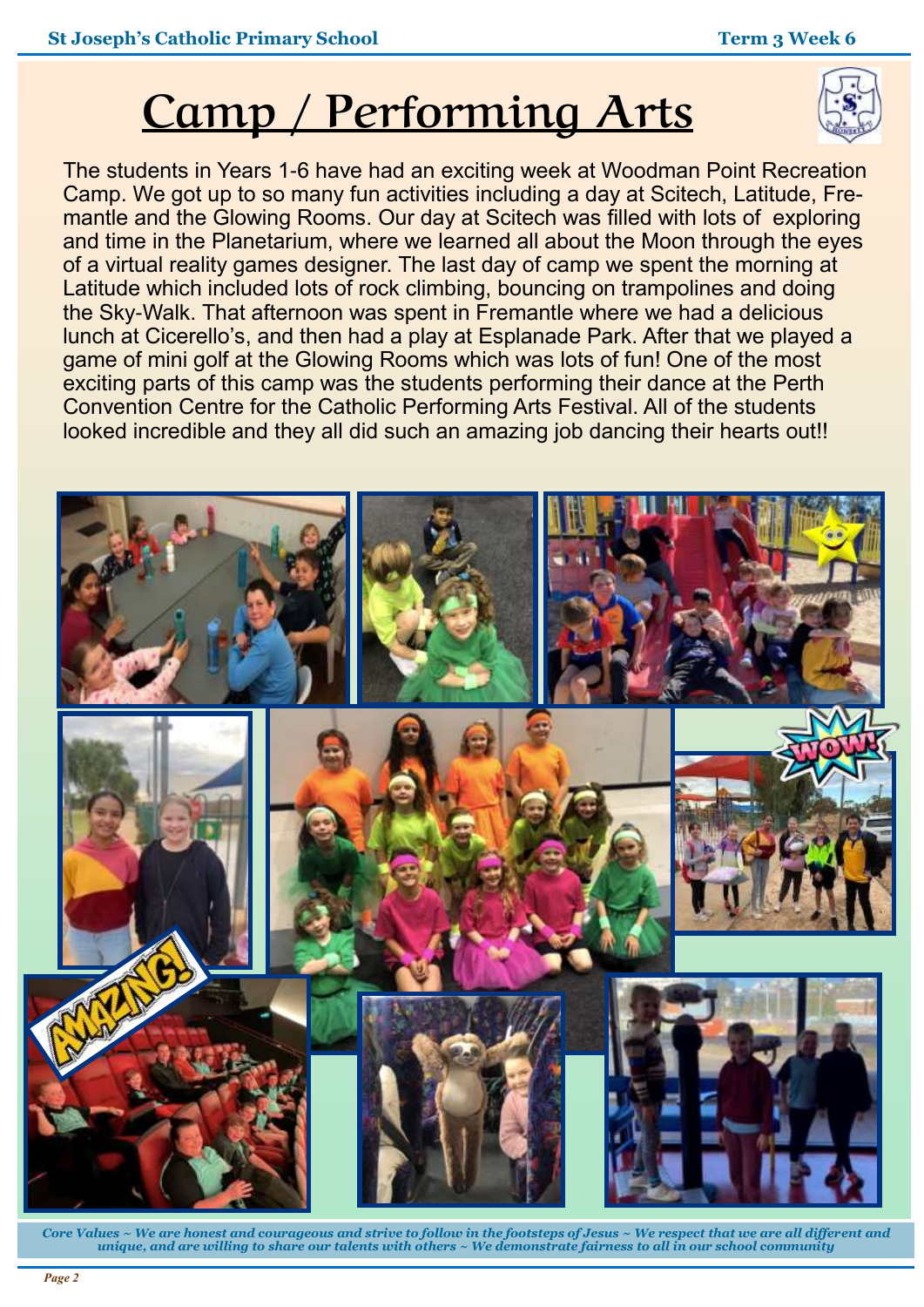# Camp / Performing Arts

The students in Years 1-6 have had an exciting week at Woodman Point Recreation Camp. We got up to so many fun activities including a day at Scitech, Latitude, Fremantle and the Glowing Rooms. Our day at Scitech was filled with lots of exploring and time in the Planetarium, where we learned all about the Moon through the eyes of a virtual reality games designer. The last day of camp we spent the morning at Latitude which included lots of rock climbing, bouncing on trampolines and doing the Sky-Walk. That afternoon was spent in Fremantle where we had a delicious lunch at Cicerello's, and then had a play at Esplanade Park. After that we played a game of mini golf at the Glowing Rooms which was lots of fun! One of the most exciting parts of this camp was the students performing their dance at the Perth Convention Centre for the Catholic Performing Arts Festival. All of the students looked incredible and they all did such an amazing job dancing their hearts out!!

*Core Values ~ We are honest and courageous and strive to follow in the footsteps of Jesus ~ We respect that we are all different and unique, and are willing to share our talents with others ~ We demonstrate fairness to all in our school community*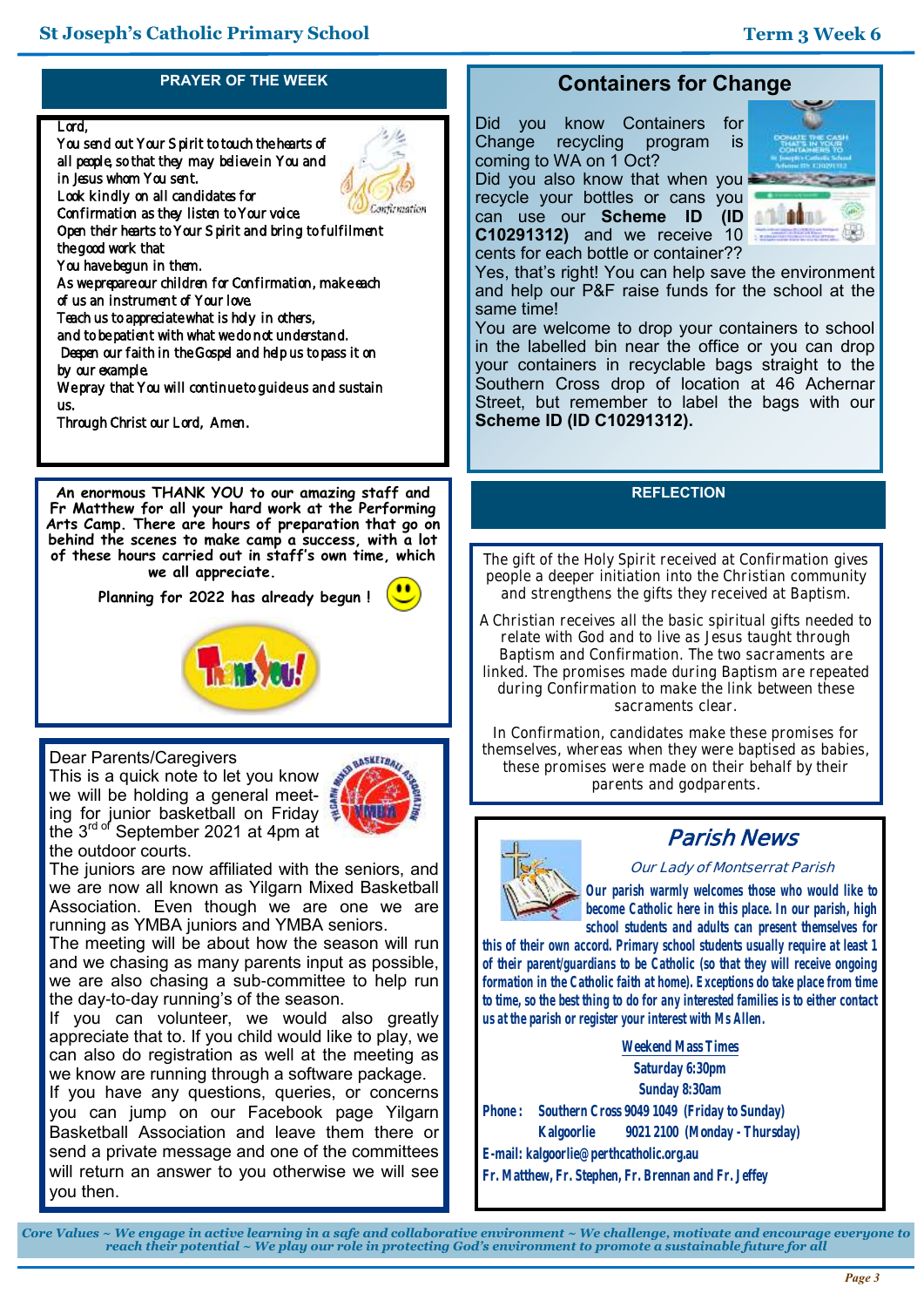## PRAYER OF THE WEEK

Lord,
You send out Your Spirit to touch the hearts of all people, so that they may believe in You and in Jesus whom You sent.
Look kindly on all candidates for Confirmation as they listen to Your voice.
Open their hearts to Your Spirit and bring to fulfilment the good work that
You have begun in them.
As we prepare our children for Confirmation, make each of us an instrument of Your love.
Teach us to appreciate what is holy in others,
and to be patient with what we do not understand.
Deepen our faith in the Gospel and help us to pass it on by our example.
We pray that You will continue to guide us and sustain us.
Through Christ our Lord, Amen.

An enormous THANK YOU to our amazing staff and Fr Matthew for all your hard work at the Performing Arts Camp. There are hours of preparation that go on behind the scenes to make camp a success, with a lot of these hours carried out in staff's own time, which we all appreciate.

Planning for 2022 has already begun !

Dear Parents/Caregivers

This is a quick note to let you know we will be holding a general meeting for junior basketball on Friday the 3rd of September 2021 at 4pm at the outdoor courts.

The juniors are now affiliated with the seniors, and we are now all known as Yilgarn Mixed Basketball Association. Even though we are one we are running as YMBA juniors and YMBA seniors.

The meeting will be about how the season will run and we chasing as many parents input as possible, we are also chasing a sub-committee to help run the day-to-day running's of the season.

If you can volunteer, we would also greatly appreciate that to. If you child would like to play, we can also do registration as well at the meeting as we know are running through a software package.

If you have any questions, queries, or concerns you can jump on our Facebook page Yilgarn Basketball Association and leave them there or send a private message and one of the committees will return an answer to you otherwise we will see you then.

## Containers for Change

Did you know Containers for Change recycling program is coming to WA on 1 Oct?

Did you also know that when you recycle your bottles or cans you can use our **Scheme ID (ID C10291312)** and we receive 10 cents for each bottle or container??

Yes, that's right! You can help save the environment and help our P&F raise funds for the school at the same time!

You are welcome to drop your containers to school in the labelled bin near the office or you can drop your containers in recyclable bags straight to the Southern Cross drop of location at 46 Achernar Street, but remember to label the bags with our **Scheme ID (ID C10291312).**

## REFLECTION

The gift of the Holy Spirit received at Confirmation gives people a deeper initiation into the Christian community and strengthens the gifts they received at Baptism.

A Christian receives all the basic spiritual gifts needed to relate with God and to live as Jesus taught through Baptism and Confirmation. The two sacraments are linked. The promises made during Baptism are repeated during Confirmation to make the link between these sacraments clear.

In Confirmation, candidates make these promises for themselves, whereas when they were baptised as babies, these promises were made on their behalf by their parents and godparents.

## *Parish News*

*Our Lady of Montserrat Parish*

**Our parish warmly welcomes those who would like to become Catholic here in this place. In our parish, high school students and adults can present themselves for this of their own accord. Primary school students usually require at least 1 of their parent/guardians to be Catholic (so that they will receive ongoing formation in the Catholic faith at home). Exceptions do take place from time to time, so the best thing to do for any interested families is to either contact us at the parish or register your interest with Ms Allen.**

**Weekend Mass Times**

**Saturday 6:30pm**

**Sunday 8:30am**

**Phone: Southern Cross 9049 1049 (Friday to Sunday)**
**Kalgoorlie 9021 2100 (Monday - Thursday)**

**E-mail: kalgoorlie@perthcatholic.org.au**

**Fr. Matthew, Fr. Stephen, Fr. Brennan and Fr. Jeffey**

*Core Values ~ We engage in active learning in a safe and collaborative environment ~ We challenge, motivate and encourage everyone to reach their potential ~ We play our role in protecting God's environment to promote a sustainable future for all*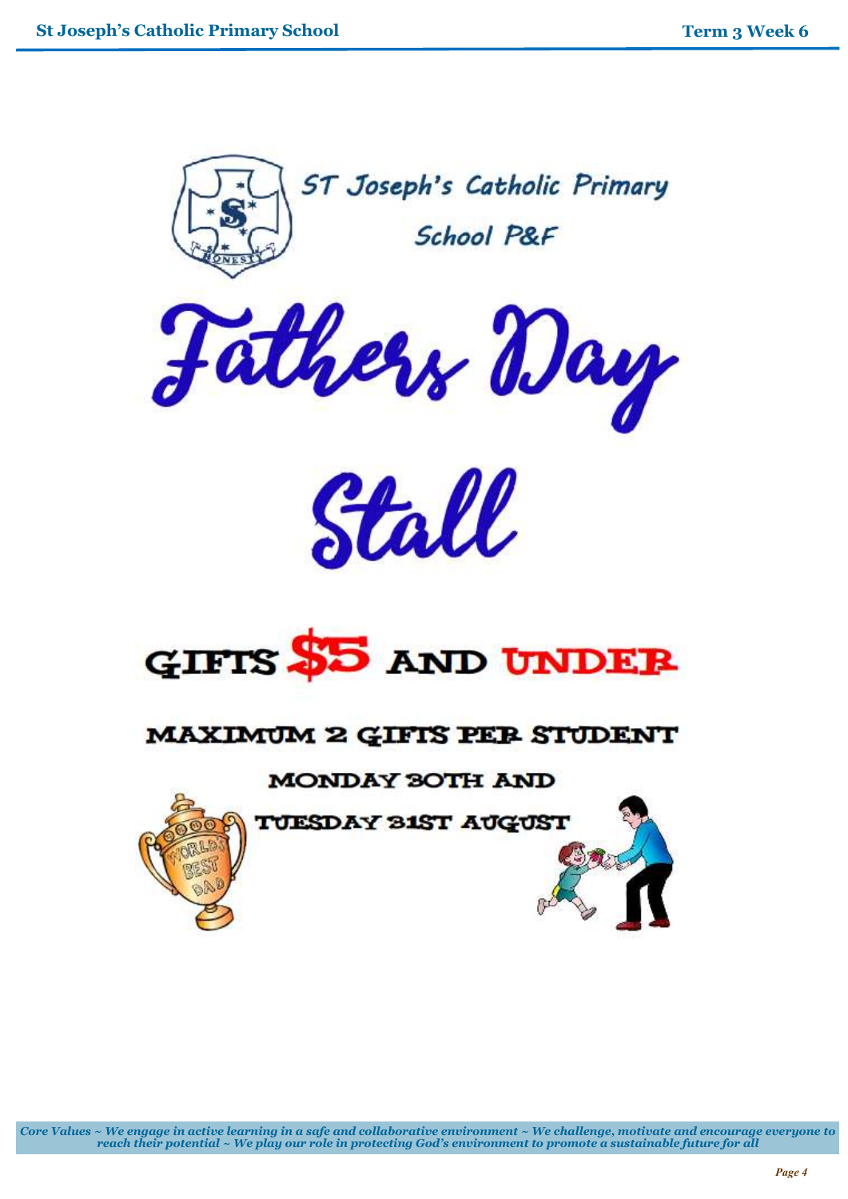ST Joseph's Catholic Primary School P&F

# Fathers Day Stall

## GIFTS $5 AND UNDER

**MAXIMUM 2 GIFTS PER STUDENT**

**MONDAY 30TH AND TUESDAY 31ST AUGUST**

*Core Values ~ We engage in active learning in a safe and collaborative environment ~ We challenge, motivate and encourage everyone to reach their potential ~ We play our role in protecting God's environment to promote a sustainable future for all*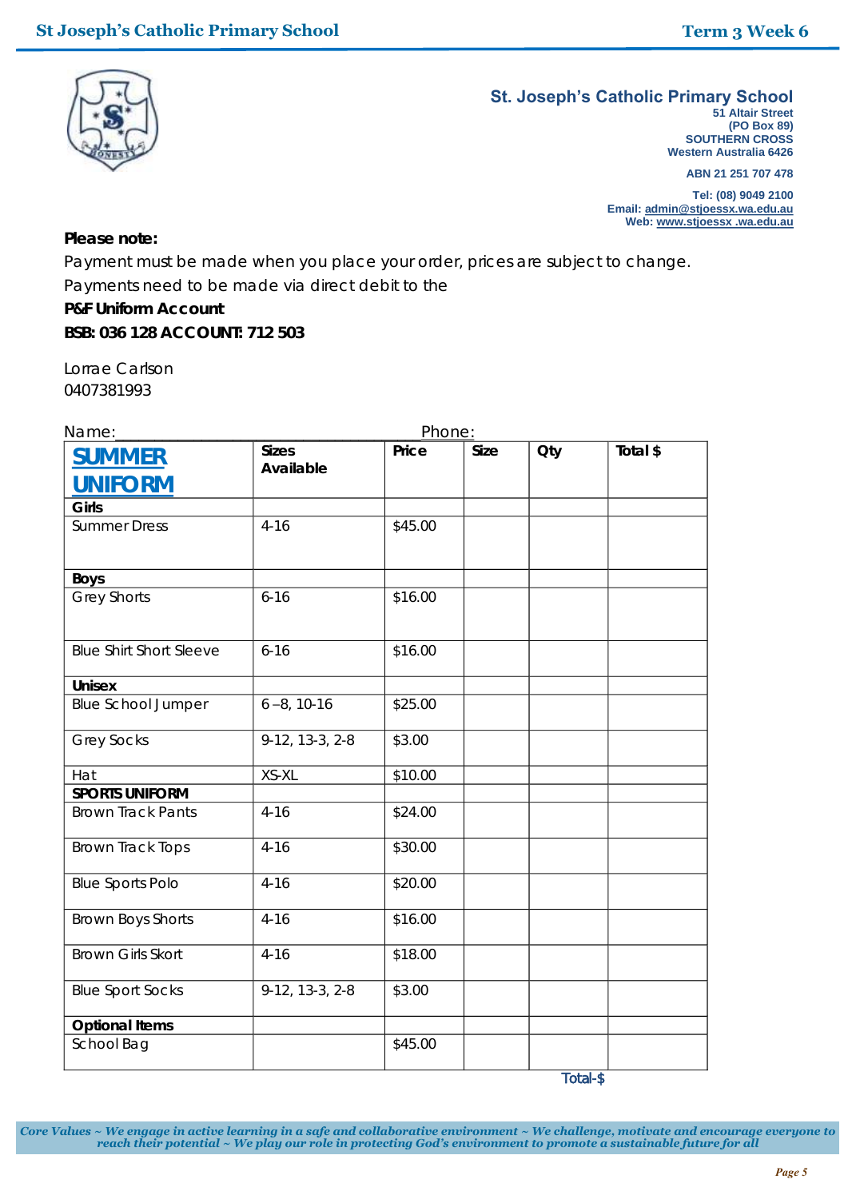**St. Joseph's Catholic Primary School**
51 Altair Street
(PO Box 89)
SOUTHERN CROSS
Western Australia 6426

ABN 21 251 707 478

Tel: (08) 9049 2100
Email: admin@stjoessx.wa.edu.au
Web: www.stjoessx .wa.edu.au

**Please note:**

Payment must be made when you place your order, prices are subject to change.

Payments need to be made via direct debit to the

**P&F Uniform Account**

**BSB: 036 128 ACCOUNT: 712 503**

Lorrae Carlson
0407381993

Name:_______________________________ Phone:

| **SUMMER UNIFORM** | **Sizes Available** | **Price** | **Size** | **Qty** | **Total $** |
|---|---|---|---|---|---|
| **Girls** | | | | | |
| Summer Dress | 4-16 | $45.00 | | | |
| **Boys** | | | | | |
| Grey Shorts | 6-16 | $16.00 | | | |
| Blue Shirt Short Sleeve | 6-16 | $16.00 | | | |
| **Unisex** | | | | | |
| Blue School Jumper | 6 –8, 10-16 | $25.00 | | | |
| Grey Socks | 9-12, 13-3, 2-8 | $3.00 | | | |
| Hat | XS-XL | $10.00 | | | |
| **SPORTS UNIFORM** | | | | | |
| Brown Track Pants | 4-16 | $24.00 | | | |
| Brown Track Tops | 4-16 | $30.00 | | | |
| Blue Sports Polo | 4-16 | $20.00 | | | |
| Brown Boys Shorts | 4-16 | $16.00 | | | |
| Brown Girls Skort | 4-16 | $18.00 | | | |
| Blue Sport Socks | 9-12, 13-3, 2-8 | $3.00 | | | |
| **Optional Items** | | | | | |
| School Bag | | $45.00 | | | |

Total-$

*Core Values ~ We engage in active learning in a safe and collaborative environment ~ We challenge, motivate and encourage everyone to reach their potential ~ We play our role in protecting God's environment to promote a sustainable future for all*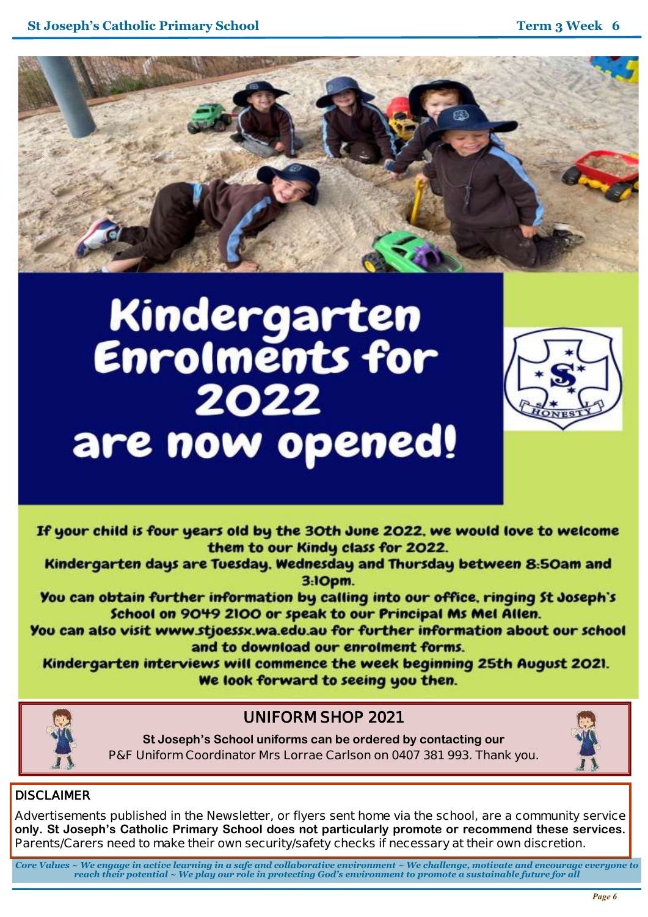# Kindergarten Enrolments for 2022 are now opened!

If your child is four years old by the 30th June 2022, we would love to welcome them to our Kindy class for 2022.

Kindergarten days are Tuesday, Wednesday and Thursday between 8:50am and 3:10pm.

You can obtain further information by calling into our office, ringing St Joseph's School on 9049 2100 or speak to our Principal Ms Mel Allen.

You can also visit www.stjoessx.wa.edu.au for further information about our school and to download our enrolment forms.

Kindergarten interviews will commence the week beginning 25th August 2021.

We look forward to seeing you then.

## UNIFORM SHOP 2021

**St Joseph's School uniforms can be ordered by contacting our**
P&F Uniform Coordinator Mrs Lorrae Carlson on 0407 381 993. Thank you.

## DISCLAIMER

Advertisements published in the Newsletter, or flyers sent home via the school, are a community service **only. St Joseph's Catholic Primary School does not particularly promote or recommend these services.** Parents/Carers need to make their own security/safety checks if necessary at their own discretion.

*Core Values ~ We engage in active learning in a safe and collaborative environment ~ We challenge, motivate and encourage everyone to reach their potential ~ We play our role in protecting God's environment to promote a sustainable future for all*